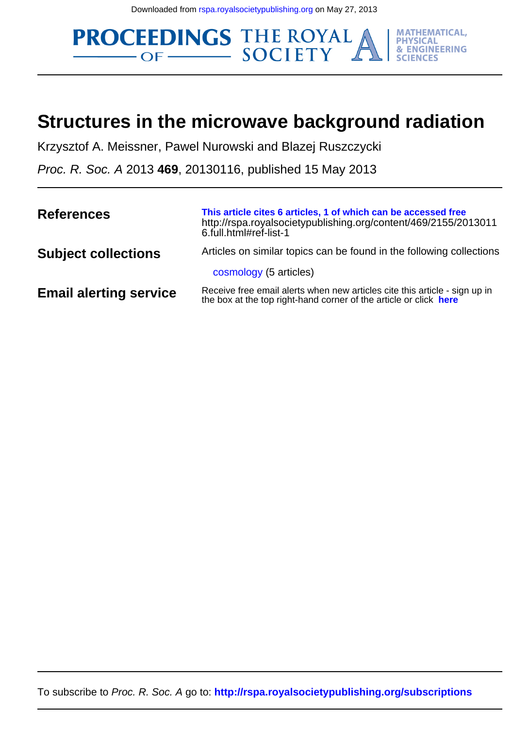Downloaded from rspa.royalsocietypublishing.org on May 27, 2013

# Structures in the microwave background radiation

Krzysztof A. Meissner, Pawel Nurowski and Blazej Ruszczycki

*Proc. R. Soc. A* 2013 **469**, 20130116, published 15 May 2013

**References**

**This article cites 6 articles, 1 of which can be accessed free**
http://rspa.royalsocietypublishing.org/content/469/2155/20130116.full.html#ref-list-1

**Subject collections**

Articles on similar topics can be found in the following collections

cosmology (5 articles)

**Email alerting service**

Receive free email alerts when new articles cite this article - sign up in the box at the top right-hand corner of the article or click **here**

To subscribe to *Proc. R. Soc. A* go to: **http://rspa.royalsocietypublishing.org/subscriptions**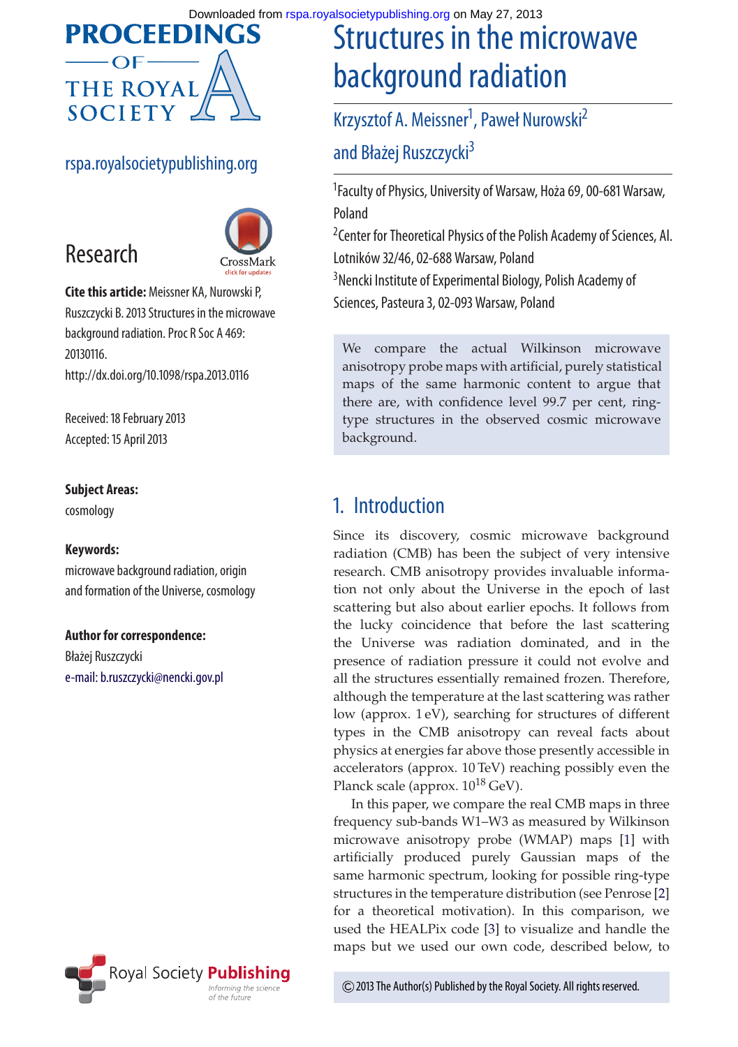# Structures in the microwave background radiation

Krzysztof A. Meissner[1], Paweł Nurowski[2] and Błażej Ruszczycki[3]

[1]Faculty of Physics, University of Warsaw, Hoża 69, 00-681 Warsaw, Poland

[2]Center for Theoretical Physics of the Polish Academy of Sciences, Al. Lotników 32/46, 02-688 Warsaw, Poland

[3]Nencki Institute of Experimental Biology, Polish Academy of Sciences, Pasteura 3, 02-093 Warsaw, Poland

Research

**Cite this article:** Meissner KA, Nurowski P, Ruszczycki B. 2013 Structures in the microwave background radiation. Proc R Soc A 469: 20130116.
http://dx.doi.org/10.1098/rspa.2013.0116

Received: 18 February 2013
Accepted: 15 April 2013

**Subject Areas:**
cosmology

**Keywords:**
microwave background radiation, origin and formation of the Universe, cosmology

**Author for correspondence:**
Błażej Ruszczycki
e-mail: b.ruszczycki@nencki.gov.pl

We compare the actual Wilkinson microwave anisotropy probe maps with artificial, purely statistical maps of the same harmonic content to argue that there are, with confidence level 99.7 per cent, ring-type structures in the observed cosmic microwave background.

## 1. Introduction

Since its discovery, cosmic microwave background radiation (CMB) has been the subject of very intensive research. CMB anisotropy provides invaluable information not only about the Universe in the epoch of last scattering but also about earlier epochs. It follows from the lucky coincidence that before the last scattering the Universe was radiation dominated, and in the presence of radiation pressure it could not evolve and all the structures essentially remained frozen. Therefore, although the temperature at the last scattering was rather low (approx. 1 eV), searching for structures of different types in the CMB anisotropy can reveal facts about physics at energies far above those presently accessible in accelerators (approx. 10 TeV) reaching possibly even the Planck scale (approx. $10^{18}$ GeV).

In this paper, we compare the real CMB maps in three frequency sub-bands W1–W3 as measured by Wilkinson microwave anisotropy probe (WMAP) maps [1] with artificially produced purely Gaussian maps of the same harmonic spectrum, looking for possible ring-type structures in the temperature distribution (see Penrose [2] for a theoretical motivation). In this comparison, we used the HEALPix code [3] to visualize and handle the maps but we used our own code, described below, to

© 2013 The Author(s) Published by the Royal Society. All rights reserved.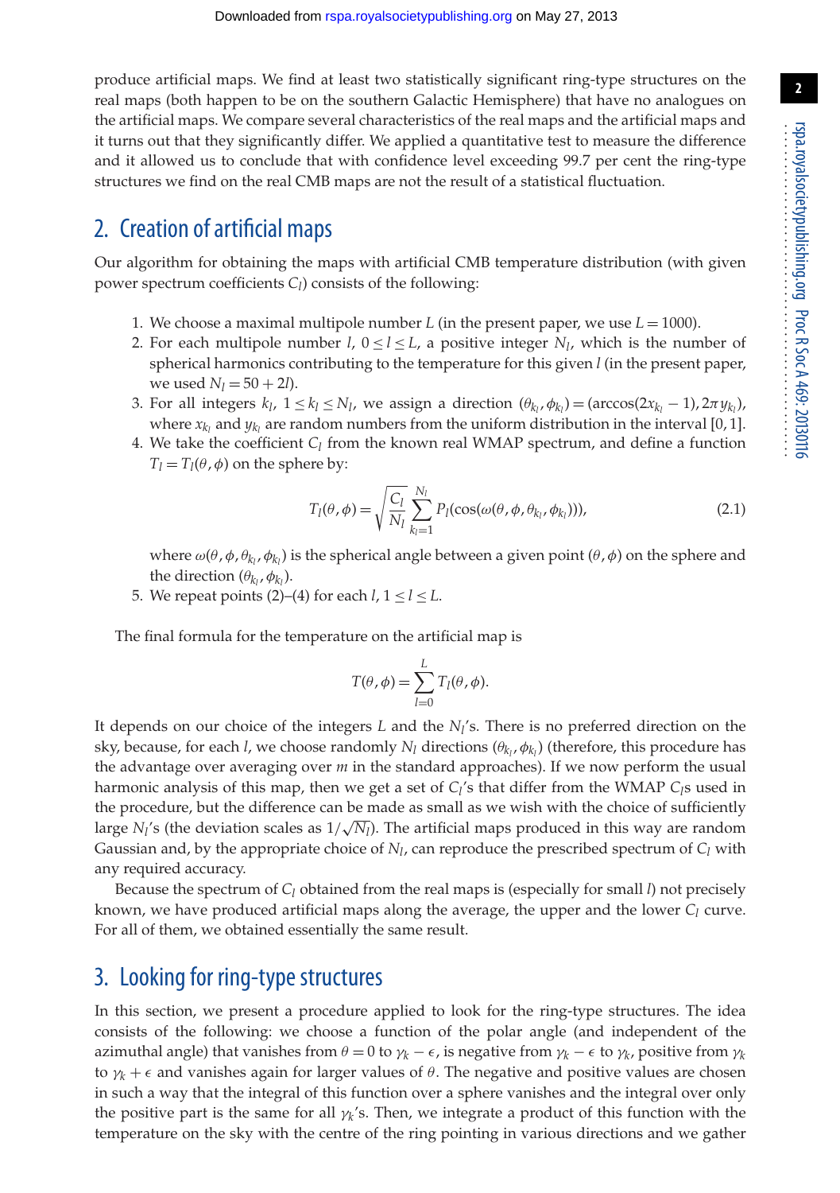produce artificial maps. We find at least two statistically significant ring-type structures on the real maps (both happen to be on the southern Galactic Hemisphere) that have no analogues on the artificial maps. We compare several characteristics of the real maps and the artificial maps and it turns out that they significantly differ. We applied a quantitative test to measure the difference and it allowed us to conclude that with confidence level exceeding 99.7 per cent the ring-type structures we find on the real CMB maps are not the result of a statistical fluctuation.

## 2. Creation of artificial maps

Our algorithm for obtaining the maps with artificial CMB temperature distribution (with given power spectrum coefficients $C_l$) consists of the following:

1. We choose a maximal multipole number $L$ (in the present paper, we use $L = 1000$).
2. For each multipole number $l$, $0 \leq l \leq L$, a positive integer $N_l$, which is the number of spherical harmonics contributing to the temperature for this given $l$ (in the present paper, we used $N_l = 50 + 2l$).
3. For all integers $k_l$, $1 \leq k_l \leq N_l$, we assign a direction $(\theta_{k_l}, \phi_{k_l}) = (\arccos(2x_{k_l} - 1), 2\pi y_{k_l})$, where $x_{k_l}$ and $y_{k_l}$ are random numbers from the uniform distribution in the interval $[0, 1]$.
4. We take the coefficient $C_l$ from the known real WMAP spectrum, and define a function $T_l = T_l(\theta, \phi)$ on the sphere by:
$$T_l(\theta, \phi) = \sqrt{\frac{C_l}{N_l}} \sum_{k_l=1}^{N_l} P_l(\cos(\omega(\theta, \phi, \theta_{k_l}, \phi_{k_l}))), \tag{2.1}$$
where $\omega(\theta, \phi, \theta_{k_l}, \phi_{k_l})$ is the spherical angle between a given point $(\theta, \phi)$ on the sphere and the direction $(\theta_{k_l}, \phi_{k_l})$.
5. We repeat points (2)–(4) for each $l$, $1 \leq l \leq L$.

The final formula for the temperature on the artificial map is

$$T(\theta, \phi) = \sum_{l=0}^{L} T_l(\theta, \phi).$$

It depends on our choice of the integers $L$ and the $N_l$'s. There is no preferred direction on the sky, because, for each $l$, we choose randomly $N_l$ directions $(\theta_{k_l}, \phi_{k_l})$ (therefore, this procedure has the advantage over averaging over $m$ in the standard approaches). If we now perform the usual harmonic analysis of this map, then we get a set of $C_l$'s that differ from the WMAP $C_l$s used in the procedure, but the difference can be made as small as we wish with the choice of sufficiently large $N_l$'s (the deviation scales as $1/\sqrt{N_l}$). The artificial maps produced in this way are random Gaussian and, by the appropriate choice of $N_l$, can reproduce the prescribed spectrum of $C_l$ with any required accuracy.

Because the spectrum of $C_l$ obtained from the real maps is (especially for small $l$) not precisely known, we have produced artificial maps along the average, the upper and the lower $C_l$ curve. For all of them, we obtained essentially the same result.

## 3. Looking for ring-type structures

In this section, we present a procedure applied to look for the ring-type structures. The idea consists of the following: we choose a function of the polar angle (and independent of the azimuthal angle) that vanishes from $\theta = 0$ to $\gamma_k - \epsilon$, is negative from $\gamma_k - \epsilon$ to $\gamma_k$, positive from $\gamma_k$ to $\gamma_k + \epsilon$ and vanishes again for larger values of $\theta$. The negative and positive values are chosen in such a way that the integral of this function over a sphere vanishes and the integral over only the positive part is the same for all $\gamma_k$'s. Then, we integrate a product of this function with the temperature on the sky with the centre of the ring pointing in various directions and we gather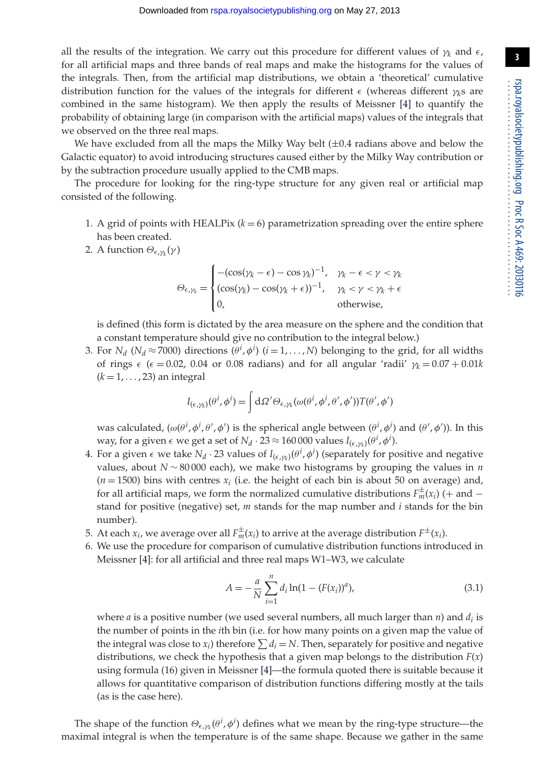all the results of the integration. We carry out this procedure for different values of $\gamma_k$ and $\epsilon$, for all artificial maps and three bands of real maps and make the histograms for the values of the integrals. Then, from the artificial map distributions, we obtain a 'theoretical' cumulative distribution function for the values of the integrals for different $\epsilon$ (whereas different $\gamma_k$s are combined in the same histogram). We then apply the results of Meissner [4] to quantify the probability of obtaining large (in comparison with the artificial maps) values of the integrals that we observed on the three real maps.

We have excluded from all the maps the Milky Way belt ($\pm 0.4$ radians above and below the Galactic equator) to avoid introducing structures caused either by the Milky Way contribution or by the subtraction procedure usually applied to the CMB maps.

The procedure for looking for the ring-type structure for any given real or artificial map consisted of the following.

1. A grid of points with HEALPix ($k = 6$) parametrization spreading over the entire sphere has been created.
2. A function $\Theta_{\epsilon,\gamma_k}(\gamma)$

$$
\Theta_{\epsilon,\gamma_k} = \begin{cases} -(\cos(\gamma_k - \epsilon) - \cos\gamma_k)^{-1}, & \gamma_k - \epsilon < \gamma < \gamma_k \\ (\cos(\gamma_k) - \cos(\gamma_k + \epsilon))^{-1}, & \gamma_k < \gamma < \gamma_k + \epsilon \\ 0, & \text{otherwise,} \end{cases}
$$

   is defined (this form is dictated by the area measure on the sphere and the condition that a constant temperature should give no contribution to the integral below.)
3. For $N_d$ ($N_d \approx 7000$) directions $(\theta^i, \phi^i)$ $(i = 1, \ldots, N)$ belonging to the grid, for all widths of rings $\epsilon$ ($\epsilon = 0.02$, 0.04 or 0.08 radians) and for all angular 'radii' $\gamma_k = 0.07 + 0.01k$ $(k = 1, \ldots, 23)$ an integral

$$
I_{(\epsilon,\gamma_k)}(\theta^i, \phi^i) = \int \mathrm{d}\Omega' \Theta_{\epsilon,\gamma_k}(\omega(\theta^i, \phi^i, \theta', \phi'))T(\theta', \phi')
$$

   was calculated, $(\omega(\theta^i, \phi^i, \theta', \phi')$ is the spherical angle between $(\theta^i, \phi^i)$ and $(\theta', \phi'))$. In this way, for a given $\epsilon$ we get a set of $N_d \cdot 23 \approx 160\,000$ values $I_{(\epsilon,\gamma_k)}(\theta^i, \phi^i)$.
4. For a given $\epsilon$ we take $N_d \cdot 23$ values of $I_{(\epsilon,\gamma_k)}(\theta^i, \phi^i)$ (separately for positive and negative values, about $N \sim 80\,000$ each), we make two histograms by grouping the values in $n$ ($n = 1500$) bins with centres $x_i$ (i.e. the height of each bin is about 50 on average) and, for all artificial maps, we form the normalized cumulative distributions $F_m^{\pm}(x_i)$ ($+$ and $-$ stand for positive (negative) set, $m$ stands for the map number and $i$ stands for the bin number).
5. At each $x_i$, we average over all $F_m^{\pm}(x_i)$ to arrive at the average distribution $F^{\pm}(x_i)$.
6. We use the procedure for comparison of cumulative distribution functions introduced in Meissner [4]: for all artificial and three real maps W1–W3, we calculate

$$
A = -\frac{a}{N} \sum_{i=1}^{n} d_i \ln(1 - (F(x_i))^a), \tag{3.1}
$$

   where $a$ is a positive number (we used several numbers, all much larger than $n$) and $d_i$ is the number of points in the $i$th bin (i.e. for how many points on a given map the value of the integral was close to $x_i$) therefore $\sum d_i = N$. Then, separately for positive and negative distributions, we check the hypothesis that a given map belongs to the distribution $F(x)$ using formula (16) given in Meissner [4]—the formula quoted there is suitable because it allows for quantitative comparison of distribution functions differing mostly at the tails (as is the case here).

The shape of the function $\Theta_{\epsilon,\gamma_k}(\theta^i, \phi^i)$ defines what we mean by the ring-type structure—the maximal integral is when the temperature is of the same shape. Because we gather in the same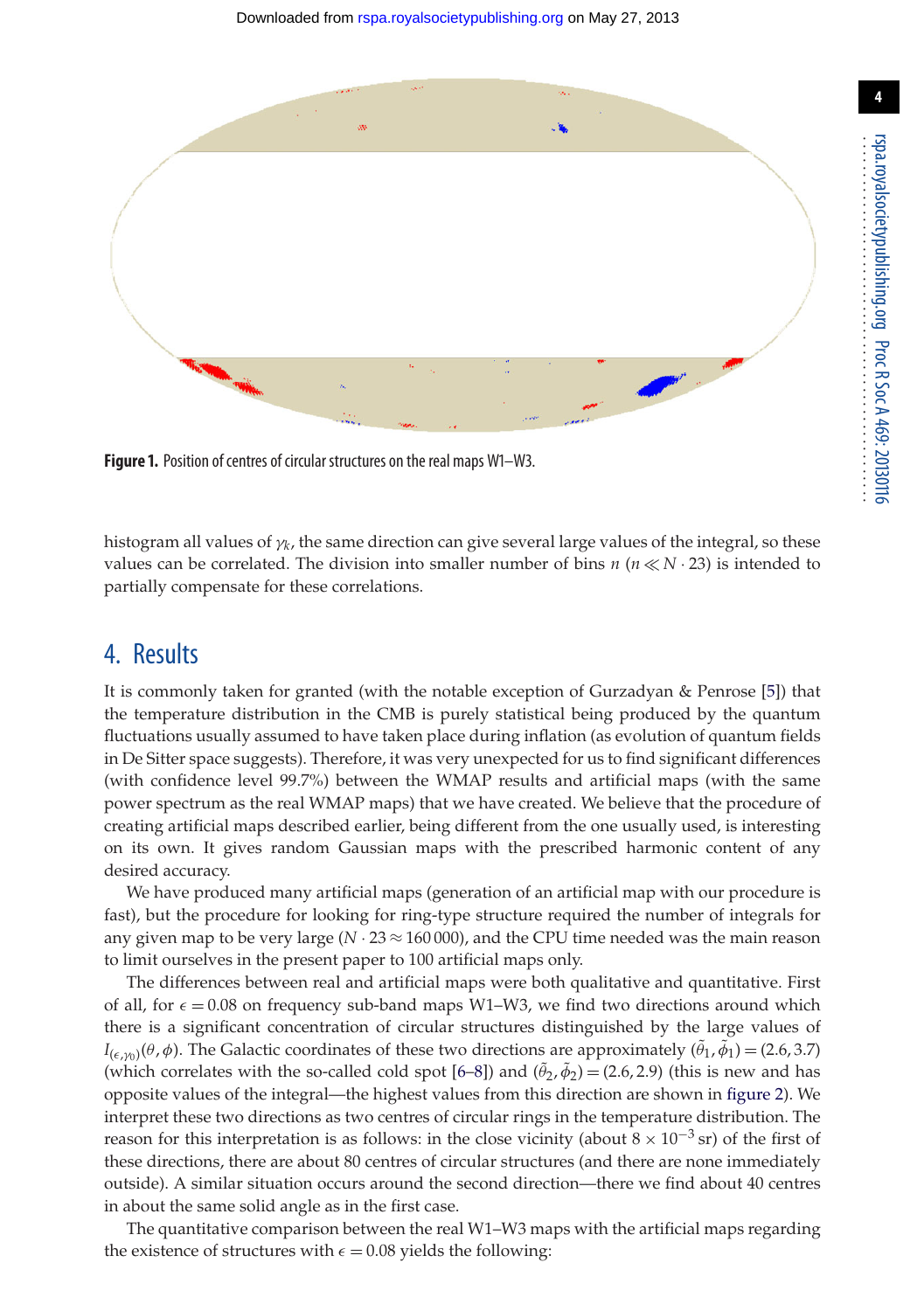**Figure 1.** Position of centres of circular structures on the real maps W1–W3.

histogram all values of $\gamma_k$, the same direction can give several large values of the integral, so these values can be correlated. The division into smaller number of bins $n$ ($n \ll N \cdot 23$) is intended to partially compensate for these correlations.

## 4. Results

It is commonly taken for granted (with the notable exception of Gurzadyan & Penrose [5]) that the temperature distribution in the CMB is purely statistical being produced by the quantum fluctuations usually assumed to have taken place during inflation (as evolution of quantum fields in De Sitter space suggests). Therefore, it was very unexpected for us to find significant differences (with confidence level 99.7%) between the WMAP results and artificial maps (with the same power spectrum as the real WMAP maps) that we have created. We believe that the procedure of creating artificial maps described earlier, being different from the one usually used, is interesting on its own. It gives random Gaussian maps with the prescribed harmonic content of any desired accuracy.

We have produced many artificial maps (generation of an artificial map with our procedure is fast), but the procedure for looking for ring-type structure required the number of integrals for any given map to be very large ($N \cdot 23 \approx 160\,000$), and the CPU time needed was the main reason to limit ourselves in the present paper to 100 artificial maps only.

The differences between real and artificial maps were both qualitative and quantitative. First of all, for $\epsilon = 0.08$ on frequency sub-band maps W1–W3, we find two directions around which there is a significant concentration of circular structures distinguished by the large values of $I_{(\epsilon,\gamma_0)}(\theta,\phi)$. The Galactic coordinates of these two directions are approximately $(\tilde{\theta}_1, \tilde{\phi}_1) = (2.6, 3.7)$ (which correlates with the so-called cold spot [6–8]) and $(\tilde{\theta}_2, \tilde{\phi}_2) = (2.6, 2.9)$ (this is new and has opposite values of the integral—the highest values from this direction are shown in figure 2). We interpret these two directions as two centres of circular rings in the temperature distribution. The reason for this interpretation is as follows: in the close vicinity (about $8 \times 10^{-3}$ sr) of the first of these directions, there are about 80 centres of circular structures (and there are none immediately outside). A similar situation occurs around the second direction—there we find about 40 centres in about the same solid angle as in the first case.

The quantitative comparison between the real W1–W3 maps with the artificial maps regarding the existence of structures with $\epsilon = 0.08$ yields the following: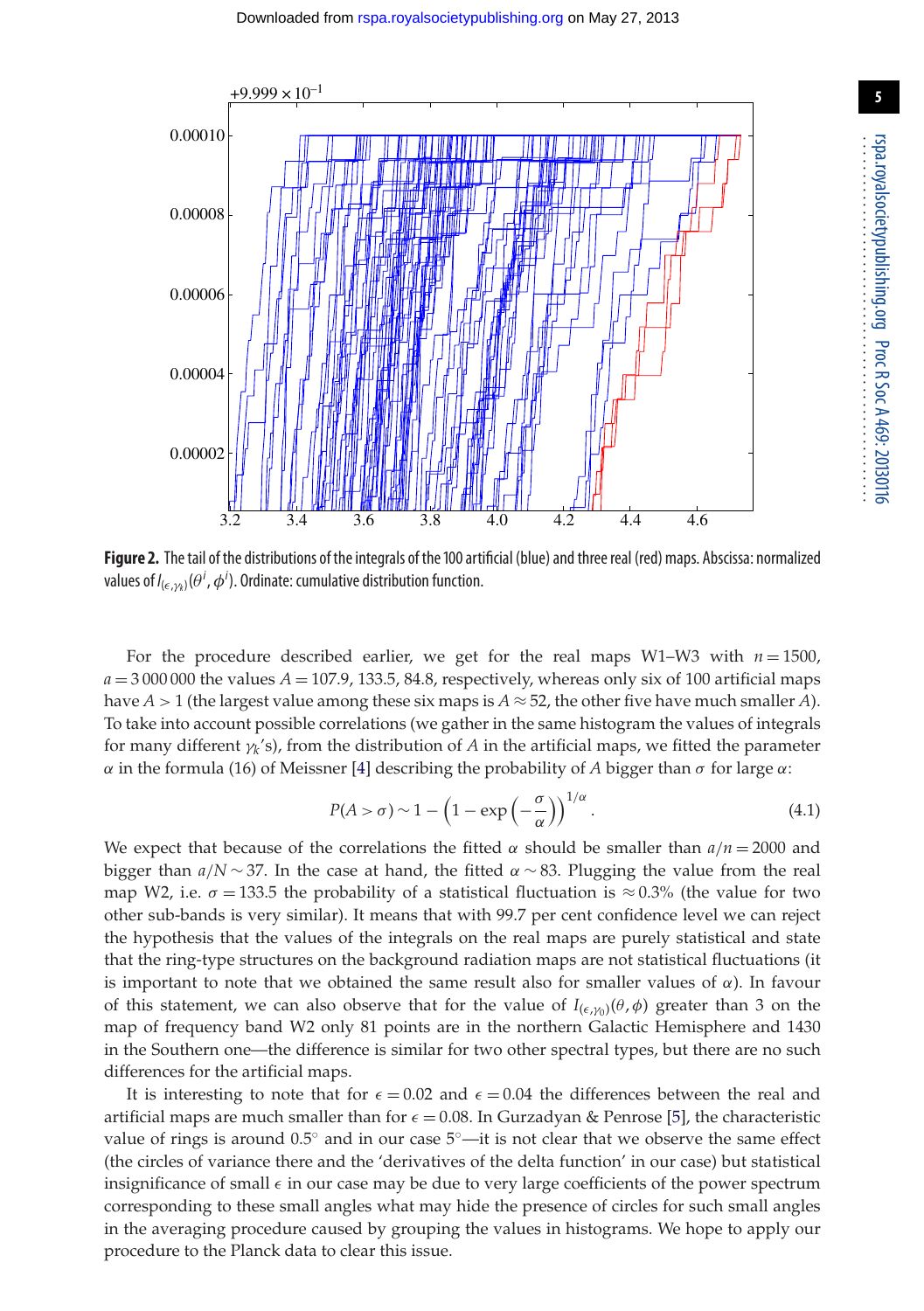**Figure 2.** The tail of the distributions of the integrals of the 100 artificial (blue) and three real (red) maps. Abscissa: normalized values of $I_{(\epsilon,\gamma_k)}(\theta^i,\phi^i)$. Ordinate: cumulative distribution function.

For the procedure described earlier, we get for the real maps W1–W3 with $n = 1500$, $a = 3\,000\,000$ the values $A = 107.9, 133.5, 84.8$, respectively, whereas only six of 100 artificial maps have $A > 1$ (the largest value among these six maps is $A \approx 52$, the other five have much smaller $A$). To take into account possible correlations (we gather in the same histogram the values of integrals for many different $\gamma_k$'s), from the distribution of $A$ in the artificial maps, we fitted the parameter $\alpha$ in the formula (16) of Meissner [4] describing the probability of $A$ bigger than $\sigma$ for large $\alpha$:

$$P(A > \sigma) \sim 1 - \left(1 - \exp\left(-\frac{\sigma}{\alpha}\right)\right)^{1/\alpha}. \tag{4.1}$$

We expect that because of the correlations the fitted $\alpha$ should be smaller than $a/n = 2000$ and bigger than $a/N \sim 37$. In the case at hand, the fitted $\alpha \sim 83$. Plugging the value from the real map W2, i.e. $\sigma = 133.5$ the probability of a statistical fluctuation is $\approx 0.3\%$ (the value for two other sub-bands is very similar). It means that with 99.7 per cent confidence level we can reject the hypothesis that the values of the integrals on the real maps are purely statistical and state that the ring-type structures on the background radiation maps are not statistical fluctuations (it is important to note that we obtained the same result also for smaller values of $\alpha$). In favour of this statement, we can also observe that for the value of $I_{(\epsilon,\gamma_0)}(\theta,\phi)$ greater than 3 on the map of frequency band W2 only 81 points are in the northern Galactic Hemisphere and 1430 in the Southern one—the difference is similar for two other spectral types, but there are no such differences for the artificial maps.

It is interesting to note that for $\epsilon = 0.02$ and $\epsilon = 0.04$ the differences between the real and artificial maps are much smaller than for $\epsilon = 0.08$. In Gurzadyan & Penrose [5], the characteristic value of rings is around $0.5^\circ$ and in our case $5^\circ$—it is not clear that we observe the same effect (the circles of variance there and the 'derivatives of the delta function' in our case) but statistical insignificance of small $\epsilon$ in our case may be due to very large coefficients of the power spectrum corresponding to these small angles what may hide the presence of circles for such small angles in the averaging procedure caused by grouping the values in histograms. We hope to apply our procedure to the Planck data to clear this issue.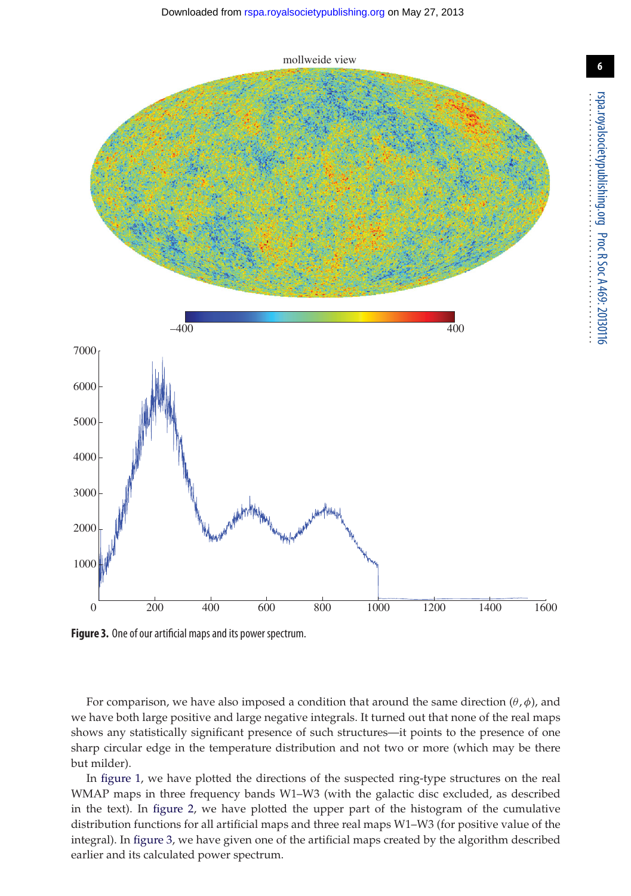**Figure 3.** One of our artificial maps and its power spectrum.

For comparison, we have also imposed a condition that around the same direction $(\theta, \phi)$, and we have both large positive and large negative integrals. It turned out that none of the real maps shows any statistically significant presence of such structures—it points to the presence of one sharp circular edge in the temperature distribution and not two or more (which may be there but milder).

In figure 1, we have plotted the directions of the suspected ring-type structures on the real WMAP maps in three frequency bands W1–W3 (with the galactic disc excluded, as described in the text). In figure 2, we have plotted the upper part of the histogram of the cumulative distribution functions for all artificial maps and three real maps W1–W3 (for positive value of the integral). In figure 3, we have given one of the artificial maps created by the algorithm described earlier and its calculated power spectrum.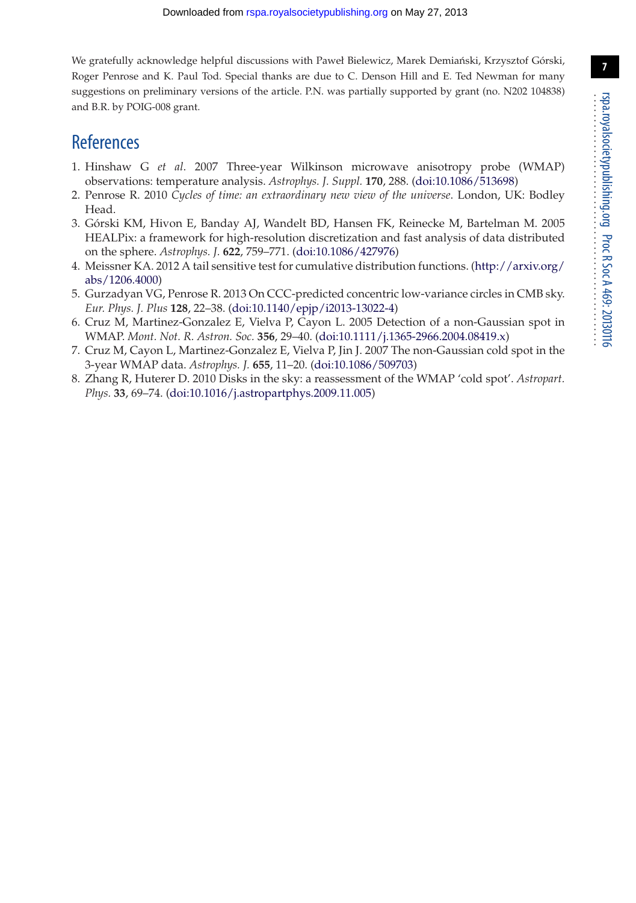We gratefully acknowledge helpful discussions with Paweł Bielewicz, Marek Demiański, Krzysztof Górski, Roger Penrose and K. Paul Tod. Special thanks are due to C. Denson Hill and E. Ted Newman for many suggestions on preliminary versions of the article. P.N. was partially supported by grant (no. N202 104838) and B.R. by POIG-008 grant.

## References

1. Hinshaw G *et al*. 2007 Three-year Wilkinson microwave anisotropy probe (WMAP) observations: temperature analysis. *Astrophys. J. Suppl.* **170**, 288. (doi:10.1086/513698)
2. Penrose R. 2010 *Cycles of time: an extraordinary new view of the universe*. London, UK: Bodley Head.
3. Górski KM, Hivon E, Banday AJ, Wandelt BD, Hansen FK, Reinecke M, Bartelman M. 2005 HEALPix: a framework for high-resolution discretization and fast analysis of data distributed on the sphere. *Astrophys. J.* **622**, 759–771. (doi:10.1086/427976)
4. Meissner KA. 2012 A tail sensitive test for cumulative distribution functions. (http://arxiv.org/abs/1206.4000)
5. Gurzadyan VG, Penrose R. 2013 On CCC-predicted concentric low-variance circles in CMB sky. *Eur. Phys. J. Plus* **128**, 22–38. (doi:10.1140/epjp/i2013-13022-4)
6. Cruz M, Martinez-Gonzalez E, Vielva P, Cayon L. 2005 Detection of a non-Gaussian spot in WMAP. *Mont. Not. R. Astron. Soc.* **356**, 29–40. (doi:10.1111/j.1365-2966.2004.08419.x)
7. Cruz M, Cayon L, Martinez-Gonzalez E, Vielva P, Jin J. 2007 The non-Gaussian cold spot in the 3-year WMAP data. *Astrophys. J.* **655**, 11–20. (doi:10.1086/509703)
8. Zhang R, Huterer D. 2010 Disks in the sky: a reassessment of the WMAP 'cold spot'. *Astropart. Phys.* **33**, 69–74. (doi:10.1016/j.astropartphys.2009.11.005)